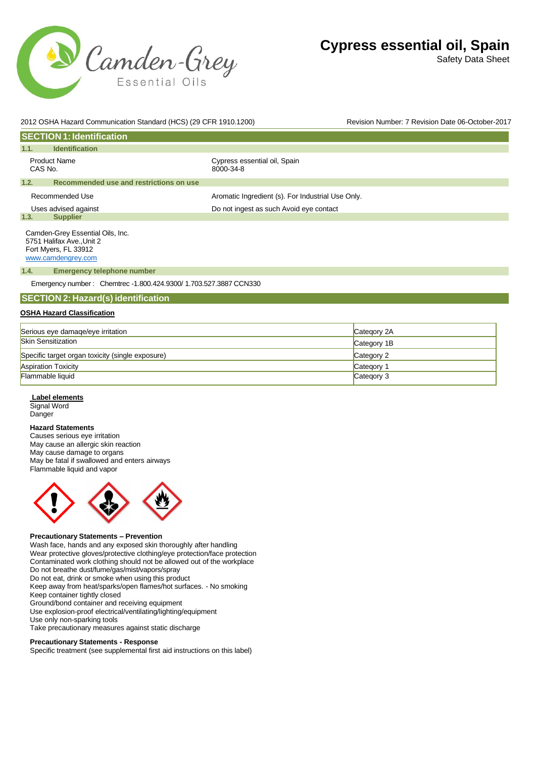# Cypress essential oil, Spain

Safety Data Sheet

2012 OSHA Hazard Communication Standard (HCS) (29 CFR 1910.1200)

Revision Number: 7 Revision Date 06-October-2017

## SECTION 1: Identification

### 1.1. Identification

| | |
|---|---|
| Product Name | Cypress essential oil, Spain |
| CAS No. | 8000-34-8 |

### 1.2. Recommended use and restrictions on use

| | |
|---|---|
| Recommended Use | Aromatic Ingredient (s). For Industrial Use Only. |
| Uses advised against | Do not ingest as such Avoid eye contact |

### 1.3. Supplier

Camden-Grey Essential Oils, Inc.
5751 Halifax Ave.,Unit 2
Fort Myers, FL 33912
www.camdengrey.com

### 1.4. Emergency telephone number

Emergency number : Chemtrec -1.800.424.9300/ 1.703.527.3887 CCN330

## SECTION 2: Hazard(s) identification

**OSHA Hazard Classification**

| Hazard | Category |
|---|---|
| Serious eye damage/eye irritation | Category 2A |
| Skin Sensitization | Category 1B |
| Specific target organ toxicity (single exposure) | Category 2 |
| Aspiration Toxicity | Category 1 |
| Flammable liquid | Category 3 |

**Label elements**

Signal Word
Danger

**Hazard Statements**

Causes serious eye irritation
May cause an allergic skin reaction
May cause damage to organs
May be fatal if swallowed and enters airways
Flammable liquid and vapor

**Precautionary Statements – Prevention**

Wash face, hands and any exposed skin thoroughly after handling
Wear protective gloves/protective clothing/eye protection/face protection
Contaminated work clothing should not be allowed out of the workplace
Do not breathe dust/fume/gas/mist/vapors/spray
Do not eat, drink or smoke when using this product
Keep away from heat/sparks/open flames/hot surfaces. - No smoking
Keep container tightly closed
Ground/bond container and receiving equipment
Use explosion-proof electrical/ventilating/lighting/equipment
Use only non-sparking tools
Take precautionary measures against static discharge

**Precautionary Statements - Response**

Specific treatment (see supplemental first aid instructions on this label)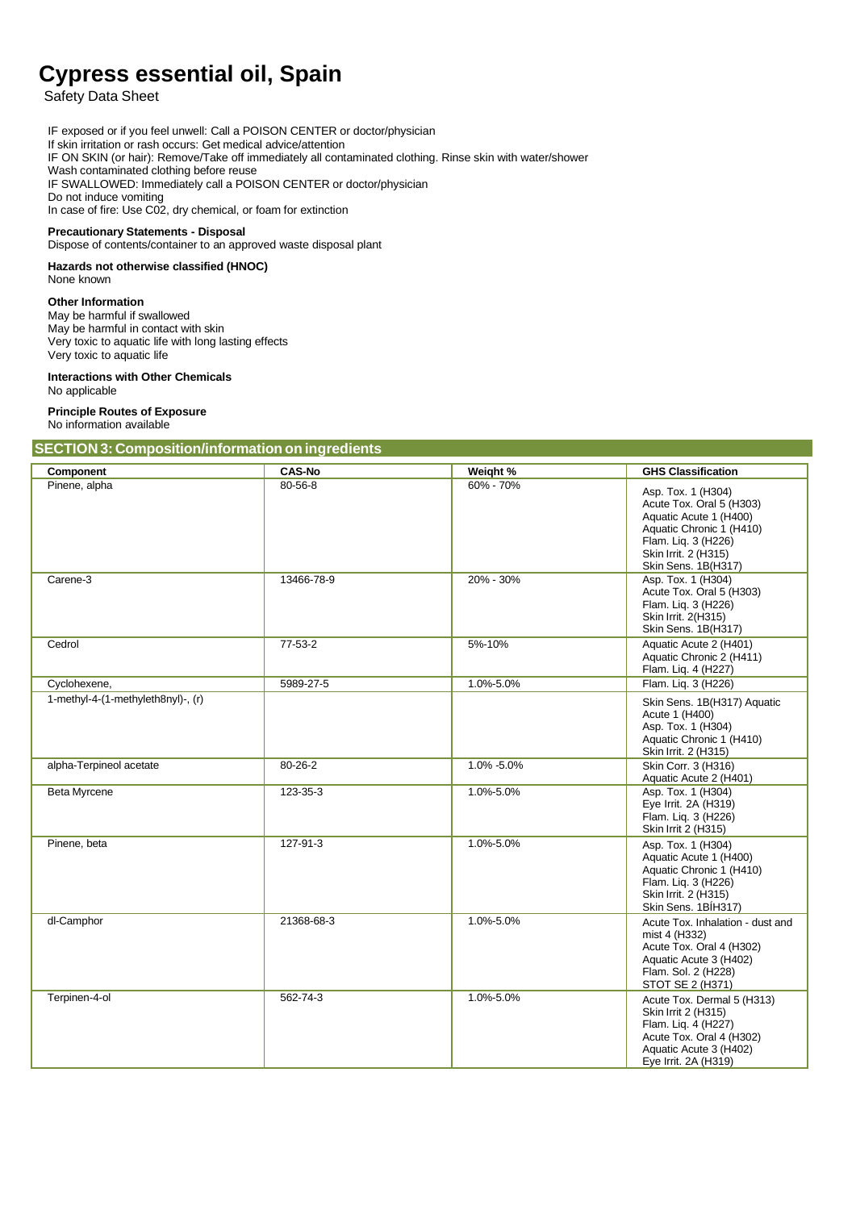# Cypress essential oil, Spain

Safety Data Sheet

IF exposed or if you feel unwell: Call a POISON CENTER or doctor/physician
If skin irritation or rash occurs: Get medical advice/attention
IF ON SKIN (or hair): Remove/Take off immediately all contaminated clothing. Rinse skin with water/shower
Wash contaminated clothing before reuse
IF SWALLOWED: Immediately call a POISON CENTER or doctor/physician
Do not induce vomiting
In case of fire: Use C02, dry chemical, or foam for extinction

**Precautionary Statements - Disposal**
Dispose of contents/container to an approved waste disposal plant

**Hazards not otherwise classified (HNOC)**
None known

**Other Information**
May be harmful if swallowed
May be harmful in contact with skin
Very toxic to aquatic life with long lasting effects
Very toxic to aquatic life

**Interactions with Other Chemicals**
No applicable

**Principle Routes of Exposure**
No information available

## SECTION 3: Composition/information on ingredients

| Component | CAS-No | Weight % | GHS Classification |
|---|---|---|---|
| Pinene, alpha | 80-56-8 | 60% - 70% | Asp. Tox. 1 (H304) Acute Tox. Oral 5 (H303) Aquatic Acute 1 (H400) Aquatic Chronic 1 (H410) Flam. Liq. 3 (H226) Skin Irrit. 2 (H315) Skin Sens. 1B(H317) |
| Carene-3 | 13466-78-9 | 20% - 30% | Asp. Tox. 1 (H304) Acute Tox. Oral 5 (H303) Flam. Liq. 3 (H226) Skin Irrit. 2(H315) Skin Sens. 1B(H317) |
| Cedrol | 77-53-2 | 5%-10% | Aquatic Acute 2 (H401) Aquatic Chronic 2 (H411) Flam. Liq. 4 (H227) |
| Cyclohexene, | 5989-27-5 | 1.0%-5.0% | Flam. Liq. 3 (H226) |
| 1-methyl-4-(1-methyleth8nyl)-, (r) | | | Skin Sens. 1B(H317) Aquatic Acute 1 (H400) Asp. Tox. 1 (H304) Aquatic Chronic 1 (H410) Skin Irrit. 2 (H315) |
| alpha-Terpineol acetate | 80-26-2 | 1.0% -5.0% | Skin Corr. 3 (H316) Aquatic Acute 2 (H401) |
| Beta Myrcene | 123-35-3 | 1.0%-5.0% | Asp. Tox. 1 (H304) Eye Irrit. 2A (H319) Flam. Liq. 3 (H226) Skin Irrit 2 (H315) |
| Pinene, beta | 127-91-3 | 1.0%-5.0% | Asp. Tox. 1 (H304) Aquatic Acute 1 (H400) Aquatic Chronic 1 (H410) Flam. Liq. 3 (H226) Skin Irrit. 2 (H315) Skin Sens. 1BİH317) |
| dl-Camphor | 21368-68-3 | 1.0%-5.0% | Acute Tox. Inhalation - dust and mist 4 (H332) Acute Tox. Oral 4 (H302) Aquatic Acute 3 (H402) Flam. Sol. 2 (H228) STOT SE 2 (H371) |
| Terpinen-4-ol | 562-74-3 | 1.0%-5.0% | Acute Tox. Dermal 5 (H313) Skin Irrit 2 (H315) Flam. Liq. 4 (H227) Acute Tox. Oral 4 (H302) Aquatic Acute 3 (H402) Eye Irrit. 2A (H319) |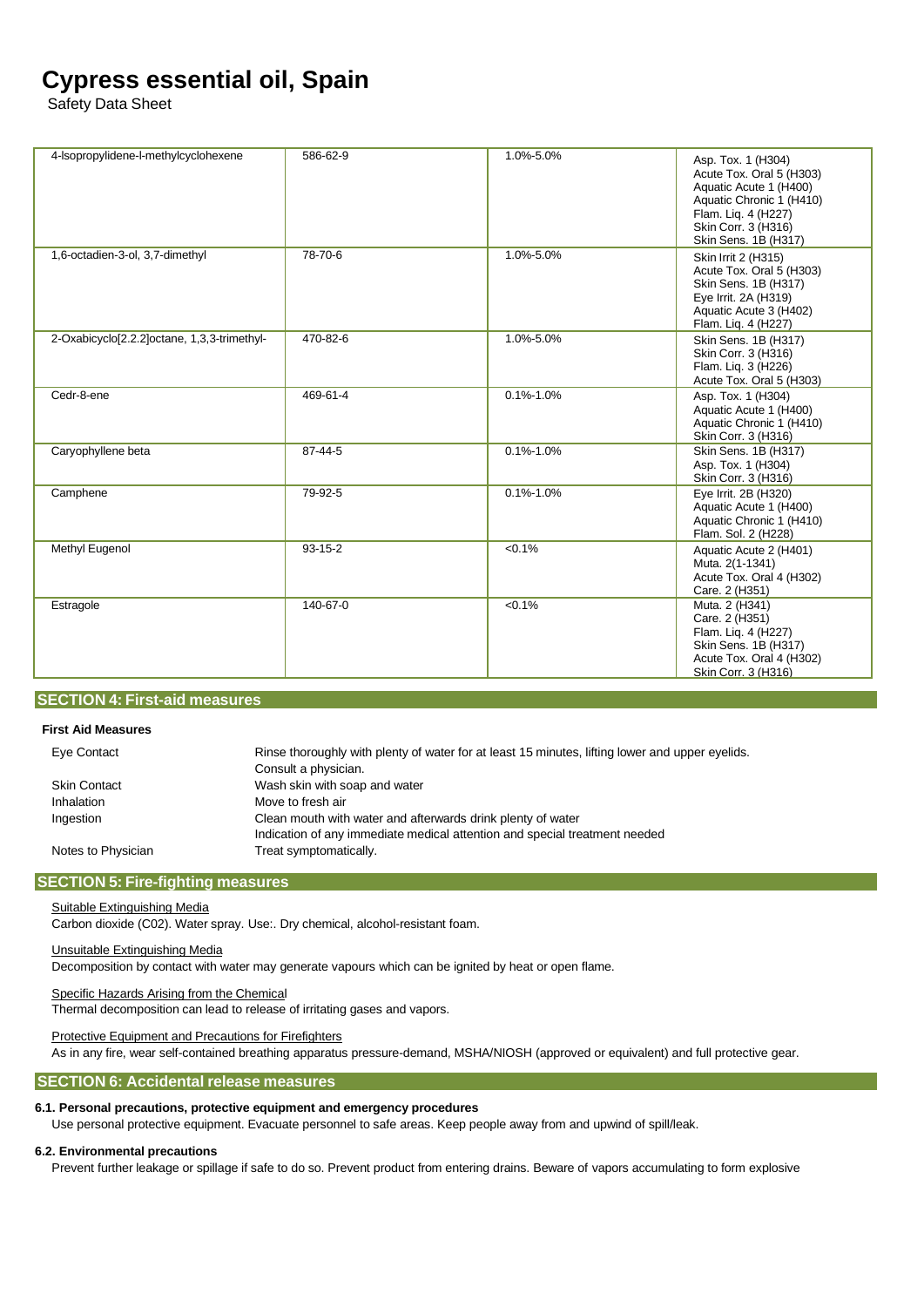# Cypress essential oil, Spain

Safety Data Sheet

| | | | |
|---|---|---|---|
| 4-lsopropylidene-l-methylcyclohexene | 586-62-9 | 1.0%-5.0% | Asp. Tox. 1 (H304)<br>Acute Tox. Oral 5 (H303)<br>Aquatic Acute 1 (H400)<br>Aquatic Chronic 1 (H410)<br>Flam. Liq. 4 (H227)<br>Skin Corr. 3 (H316)<br>Skin Sens. 1B (H317) |
| 1,6-octadien-3-ol, 3,7-dimethyl | 78-70-6 | 1.0%-5.0% | Skin Irrit 2 (H315)<br>Acute Tox. Oral 5 (H303)<br>Skin Sens. 1B (H317)<br>Eye Irrit. 2A (H319)<br>Aquatic Acute 3 (H402)<br>Flam. Liq. 4 (H227) |
| 2-Oxabicyclo[2.2.2]octane, 1,3,3-trimethyl- | 470-82-6 | 1.0%-5.0% | Skin Sens. 1B (H317)<br>Skin Corr. 3 (H316)<br>Flam. Liq. 3 (H226)<br>Acute Tox. Oral 5 (H303) |
| Cedr-8-ene | 469-61-4 | 0.1%-1.0% | Asp. Tox. 1 (H304)<br>Aquatic Acute 1 (H400)<br>Aquatic Chronic 1 (H410)<br>Skin Corr. 3 (H316) |
| Caryophyllene beta | 87-44-5 | 0.1%-1.0% | Skin Sens. 1B (H317)<br>Asp. Tox. 1 (H304)<br>Skin Corr. 3 (H316) |
| Camphene | 79-92-5 | 0.1%-1.0% | Eye Irrit. 2B (H320)<br>Aquatic Acute 1 (H400)<br>Aquatic Chronic 1 (H410)<br>Flam. Sol. 2 (H228) |
| Methyl Eugenol | 93-15-2 | <0.1% | Aquatic Acute 2 (H401)<br>Muta. 2(1-1341)<br>Acute Tox. Oral 4 (H302)<br>Care. 2 (H351) |
| Estragole | 140-67-0 | <0.1% | Muta. 2 (H341)<br>Care. 2 (H351)<br>Flam. Liq. 4 (H227)<br>Skin Sens. 1B (H317)<br>Acute Tox. Oral 4 (H302)<br>Skin Corr. 3 (H316) |

## SECTION 4: First-aid measures

**First Aid Measures**

| | |
|---|---|
| Eye Contact | Rinse thoroughly with plenty of water for at least 15 minutes, lifting lower and upper eyelids. Consult a physician. |
| Skin Contact | Wash skin with soap and water |
| Inhalation | Move to fresh air |
| Ingestion | Clean mouth with water and afterwards drink plenty of water<br>Indication of any immediate medical attention and special treatment needed |
| Notes to Physician | Treat symptomatically. |

## SECTION 5: Fire-fighting measures

Suitable Extinguishing Media

Carbon dioxide (C02). Water spray. Use:. Dry chemical, alcohol-resistant foam.

Unsuitable Extinguishing Media

Decomposition by contact with water may generate vapours which can be ignited by heat or open flame.

Specific Hazards Arising from the Chemical

Thermal decomposition can lead to release of irritating gases and vapors.

Protective Equipment and Precautions for Firefighters

As in any fire, wear self-contained breathing apparatus pressure-demand, MSHA/NIOSH (approved or equivalent) and full protective gear.

## SECTION 6: Accidental release measures

**6.1. Personal precautions, protective equipment and emergency procedures**

Use personal protective equipment. Evacuate personnel to safe areas. Keep people away from and upwind of spill/leak.

**6.2. Environmental precautions**

Prevent further leakage or spillage if safe to do so. Prevent product from entering drains. Beware of vapors accumulating to form explosive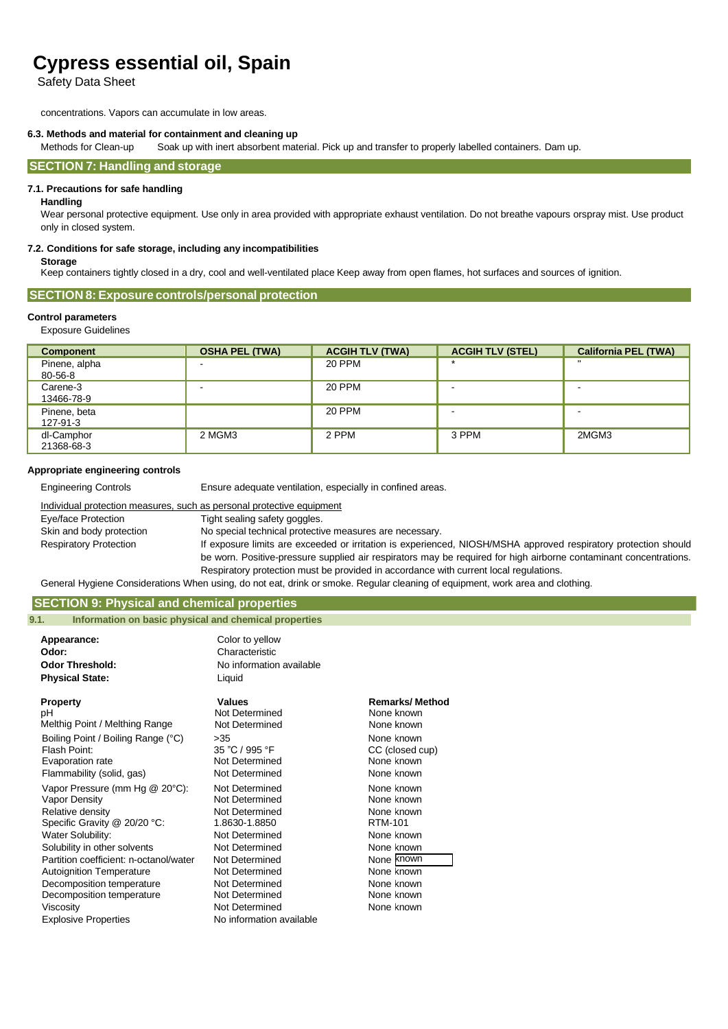concentrations. Vapors can accumulate in low areas.

**6.3. Methods and material for containment and cleaning up**

Methods for Clean-up Soak up with inert absorbent material. Pick up and transfer to properly labelled containers. Dam up.

## SECTION 7: Handling and storage

**7.1. Precautions for safe handling**

**Handling**

Wear personal protective equipment. Use only in area provided with appropriate exhaust ventilation. Do not breathe vapours orspray mist. Use product only in closed system.

**7.2. Conditions for safe storage, including any incompatibilities**

**Storage**

Keep containers tightly closed in a dry, cool and well-ventilated place Keep away from open flames, hot surfaces and sources of ignition.

## SECTION 8: Exposure controls/personal protection

**Control parameters**

Exposure Guidelines

| Component | OSHA PEL (TWA) | ACGIH TLV (TWA) | ACGIH TLV (STEL) | California PEL (TWA) |
|---|---|---|---|---|
| Pinene, alpha 80-56-8 | - | 20 PPM | " | " |
| Carene-3 13466-78-9 | - | 20 PPM | - | - |
| Pinene, beta 127-91-3 | | 20 PPM | - | - |
| dl-Camphor 21368-68-3 | 2 MGM3 | 2 PPM | 3 PPM | 2MGM3 |

**Appropriate engineering controls**

Engineering Controls Ensure adequate ventilation, especially in confined areas.

Individual protection measures, such as personal protective equipment

Eye/face Protection Tight sealing safety goggles.

Skin and body protection No special technical protective measures are necessary.

Respiratory Protection If exposure limits are exceeded or irritation is experienced, NIOSH/MSHA approved respiratory protection should be worn. Positive-pressure supplied air respirators may be required for high airborne contaminant concentrations. Respiratory protection must be provided in accordance with current local regulations.

General Hygiene Considerations When using, do not eat, drink or smoke. Regular cleaning of equipment, work area and clothing.

## SECTION 9: Physical and chemical properties

**9.1. Information on basic physical and chemical properties**

**Appearance:** Color to yellow
**Odor:** Characteristic
**Odor Threshold:** No information available
**Physical State:** Liquid

| Property | Values | Remarks/ Method |
|---|---|---|
| pH | Not Determined | None known |
| Melthig Point / Melthing Range | Not Determined | None known |
| Boiling Point / Boiling Range (°C) | >35 | None known |
| Flash Point: | 35 °C / 995 °F | CC (closed cup) |
| Evaporation rate | Not Determined | None known |
| Flammability (solid, gas) | Not Determined | None known |
| Vapor Pressure (mm Hg @ 20°C): | Not Determined | None known |
| Vapor Density | Not Determined | None known |
| Relative density | Not Determined | None known |
| Specific Gravity @ 20/20 °C: | 1.8630-1.8850 | RTM-101 |
| Water Solubility: | Not Determined | None known |
| Solubility in other solvents | Not Determined | None known |
| Partition coefficient: n-octanol/water | Not Determined | None known |
| Autoignition Temperature | Not Determined | None known |
| Decomposition temperature | Not Determined | None known |
| Decomposition temperature | Not Determined | None known |
| Viscosity | Not Determined | None known |
| Explosive Properties | No information available | |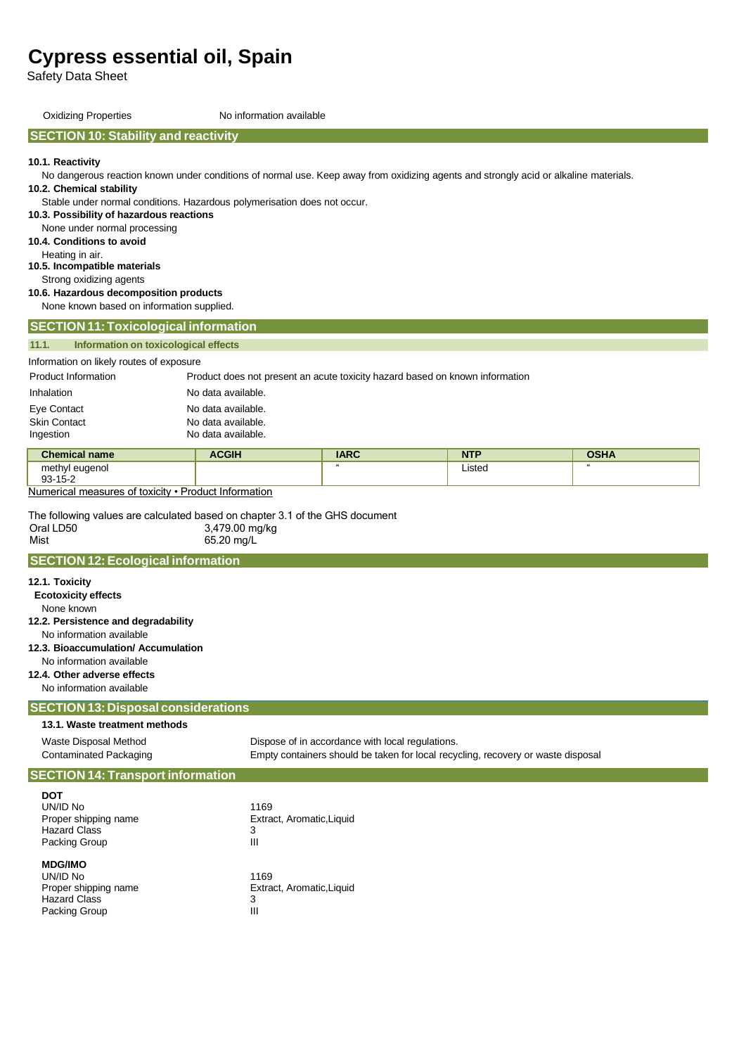# Cypress essential oil, Spain

Safety Data Sheet

| Oxidizing Properties | No information available |
|---|---|

## SECTION 10: Stability and reactivity

**10.1. Reactivity**

No dangerous reaction known under conditions of normal use. Keep away from oxidizing agents and strongly acid or alkaline materials.

**10.2. Chemical stability**

Stable under normal conditions. Hazardous polymerisation does not occur.

**10.3. Possibility of hazardous reactions**

None under normal processing

**10.4. Conditions to avoid**

Heating in air.

**10.5. Incompatible materials**

Strong oxidizing agents

**10.6. Hazardous decomposition products**

None known based on information supplied.

## SECTION 11: Toxicological information

### 11.1. Information on toxicological effects

Information on likely routes of exposure

| | |
|---|---|
| Product Information | Product does not present an acute toxicity hazard based on known information |
| Inhalation | No data available. |
| Eye Contact | No data available. |
| Skin Contact | No data available. |
| Ingestion | No data available. |

| Chemical name | ACGIH | IARC | NTP | OSHA |
|---|---|---|---|---|
| methyl eugenol 93-15-2 | | " | Listed | " |

Numerical measures of toxicity • Product Information

The following values are calculated based on chapter 3.1 of the GHS document

| | |
|---|---|
| Oral LD50 | 3,479.00 mg/kg |
| Mist | 65.20 mg/L |

## SECTION 12: Ecological information

**12.1. Toxicity**

**Ecotoxicity effects**

None known

**12.2. Persistence and degradability**

No information available

**12.3. Bioaccumulation/ Accumulation**

No information available

**12.4. Other adverse effects**

No information available

## SECTION 13: Disposal considerations

**13.1. Waste treatment methods**

| | |
|---|---|
| Waste Disposal Method | Dispose of in accordance with local regulations. |
| Contaminated Packaging | Empty containers should be taken for local recycling, recovery or waste disposal |

## SECTION 14: Transport information

**DOT**

| | |
|---|---|
| UN/ID No | 1169 |
| Proper shipping name | Extract, Aromatic,Liquid |
| Hazard Class | 3 |
| Packing Group | III |

**MDG/IMO**

| | |
|---|---|
| UN/ID No | 1169 |
| Proper shipping name | Extract, Aromatic,Liquid |
| Hazard Class | 3 |
| Packing Group | III |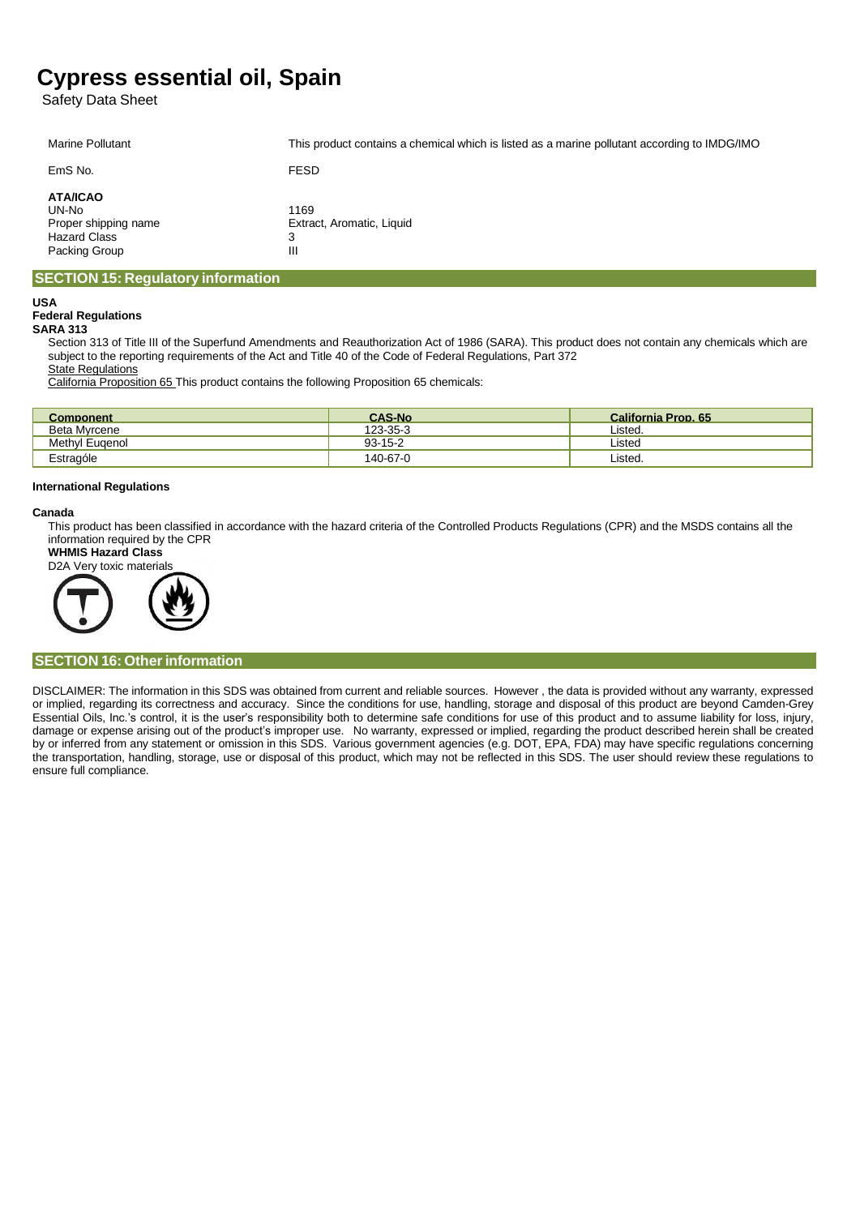# Cypress essential oil, Spain

Safety Data Sheet

| | |
|---|---|
| Marine Pollutant | This product contains a chemical which is listed as a marine pollutant according to IMDG/IMO |
| EmS No. | FESD |

**ATA/ICAO**

| | |
|---|---|
| UN-No | 1169 |
| Proper shipping name | Extract, Aromatic, Liquid |
| Hazard Class | 3 |
| Packing Group | III |

## SECTION 15: Regulatory information

**USA**

**Federal Regulations**

**SARA 313**

Section 313 of Title III of the Superfund Amendments and Reauthorization Act of 1986 (SARA). This product does not contain any chemicals which are subject to the reporting requirements of the Act and Title 40 of the Code of Federal Regulations, Part 372

State Regulations

California Proposition 65 This product contains the following Proposition 65 chemicals:

| Component | CAS-No | California Prop. 65 |
|---|---|---|
| Beta Myrcene | 123-35-3 | Listed. |
| Methyl Eugenol | 93-15-2 | Listed |
| Estragóle | 140-67-0 | Listed. |

**International Regulations**

**Canada**

This product has been classified in accordance with the hazard criteria of the Controlled Products Regulations (CPR) and the MSDS contains all the information required by the CPR

**WHMIS Hazard Class**

D2A Very toxic materials

## SECTION 16: Other information

DISCLAIMER: The information in this SDS was obtained from current and reliable sources. However , the data is provided without any warranty, expressed or implied, regarding its correctness and accuracy. Since the conditions for use, handling, storage and disposal of this product are beyond Camden-Grey Essential Oils, Inc.'s control, it is the user's responsibility both to determine safe conditions for use of this product and to assume liability for loss, injury, damage or expense arising out of the product's improper use. No warranty, expressed or implied, regarding the product described herein shall be created by or inferred from any statement or omission in this SDS. Various government agencies (e.g. DOT, EPA, FDA) may have specific regulations concerning the transportation, handling, storage, use or disposal of this product, which may not be reflected in this SDS. The user should review these regulations to ensure full compliance.